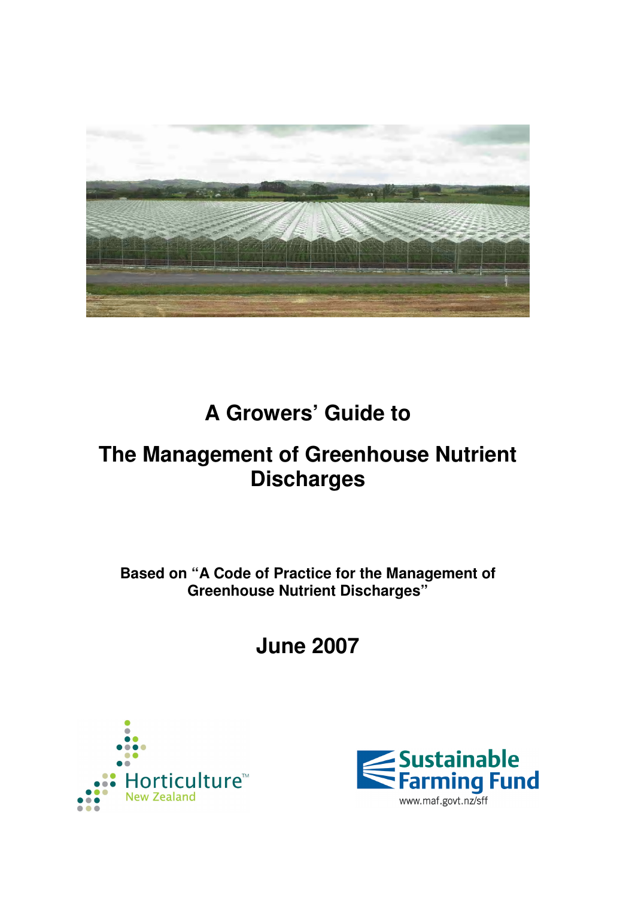# A Growers' Guide to

# The Management of Greenhouse Nutrient Discharges

**Based on "A Code of Practice for the Management of Greenhouse Nutrient Discharges"**

## June 2007

Horticulture New Zealand

Sustainable Farming Fund

www.maf.govt.nz/sff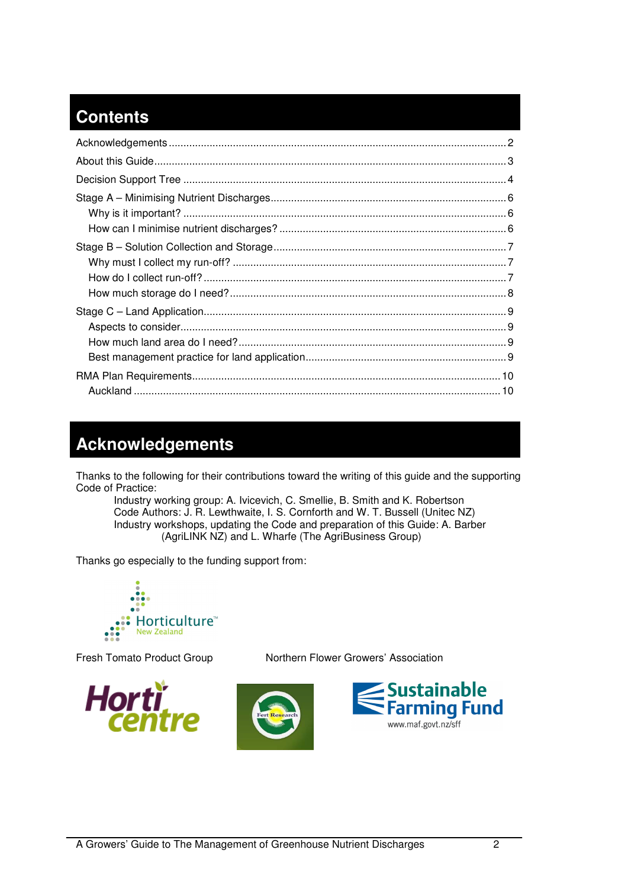## Contents

Acknowledgements ........................................................................................................ 2

About this Guide ............................................................................................................ 3

Decision Support Tree .................................................................................................... 4

Stage A – Minimising Nutrient Discharges ..................................................................... 6

- Why is it important? ................................................................................................. 6
- How can I minimise nutrient discharges? ................................................................ 6

Stage B – Solution Collection and Storage ..................................................................... 7

- Why must I collect my run-off? ................................................................................ 7
- How do I collect run-off? .......................................................................................... 7
- How much storage do I need? ................................................................................. 8

Stage C – Land Application ............................................................................................ 9

- Aspects to consider .................................................................................................. 9
- How much land area do I need? .............................................................................. 9
- Best management practice for land application ...................................................... 9

RMA Plan Requirements ............................................................................................... 10

- Auckland ................................................................................................................ 10

## Acknowledgements

Thanks to the following for their contributions toward the writing of this guide and the supporting Code of Practice:

Industry working group: A. Ivicevich, C. Smellie, B. Smith and K. Robertson
Code Authors: J. R. Lewthwaite, I. S. Cornforth and W. T. Bussell (Unitec NZ)
Industry workshops, updating the Code and preparation of this Guide: A. Barber (AgriLINK NZ) and L. Wharfe (The AgriBusiness Group)

Thanks go especially to the funding support from:

Horticulture New Zealand

Fresh Tomato Product Group

Northern Flower Growers' Association

Horticentre

Fert Research

Sustainable Farming Fund www.maf.govt.nz/sff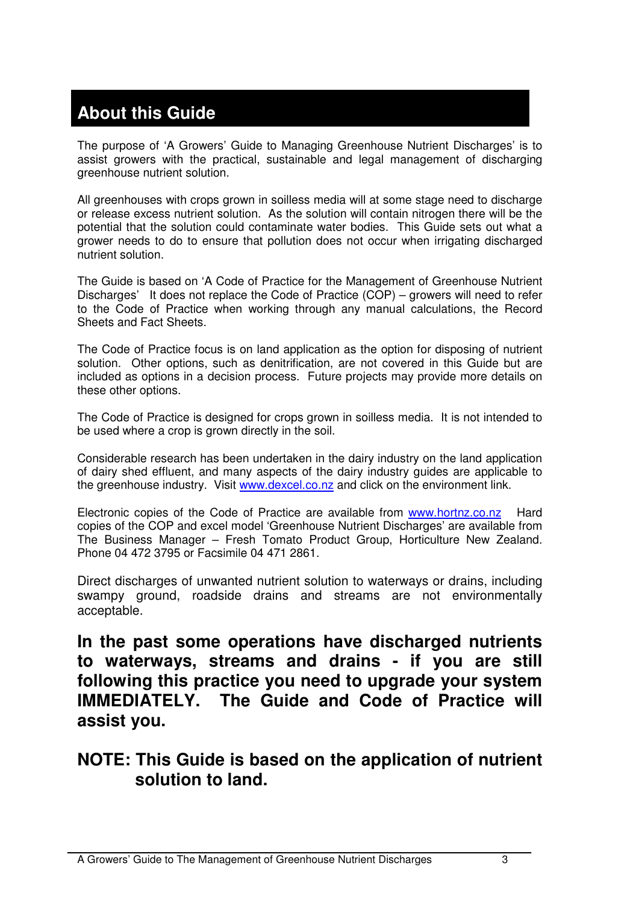# About this Guide

The purpose of 'A Growers' Guide to Managing Greenhouse Nutrient Discharges' is to assist growers with the practical, sustainable and legal management of discharging greenhouse nutrient solution.

All greenhouses with crops grown in soilless media will at some stage need to discharge or release excess nutrient solution. As the solution will contain nitrogen there will be the potential that the solution could contaminate water bodies. This Guide sets out what a grower needs to do to ensure that pollution does not occur when irrigating discharged nutrient solution.

The Guide is based on 'A Code of Practice for the Management of Greenhouse Nutrient Discharges' It does not replace the Code of Practice (COP) – growers will need to refer to the Code of Practice when working through any manual calculations, the Record Sheets and Fact Sheets.

The Code of Practice focus is on land application as the option for disposing of nutrient solution. Other options, such as denitrification, are not covered in this Guide but are included as options in a decision process. Future projects may provide more details on these other options.

The Code of Practice is designed for crops grown in soilless media. It is not intended to be used where a crop is grown directly in the soil.

Considerable research has been undertaken in the dairy industry on the land application of dairy shed effluent, and many aspects of the dairy industry guides are applicable to the greenhouse industry. Visit www.dexcel.co.nz and click on the environment link.

Electronic copies of the Code of Practice are available from www.hortnz.co.nz Hard copies of the COP and excel model 'Greenhouse Nutrient Discharges' are available from The Business Manager – Fresh Tomato Product Group, Horticulture New Zealand. Phone 04 472 3795 or Facsimile 04 471 2861.

Direct discharges of unwanted nutrient solution to waterways or drains, including swampy ground, roadside drains and streams are not environmentally acceptable.

**In the past some operations have discharged nutrients to waterways, streams and drains - if you are still following this practice you need to upgrade your system IMMEDIATELY. The Guide and Code of Practice will assist you.**

**NOTE: This Guide is based on the application of nutrient solution to land.**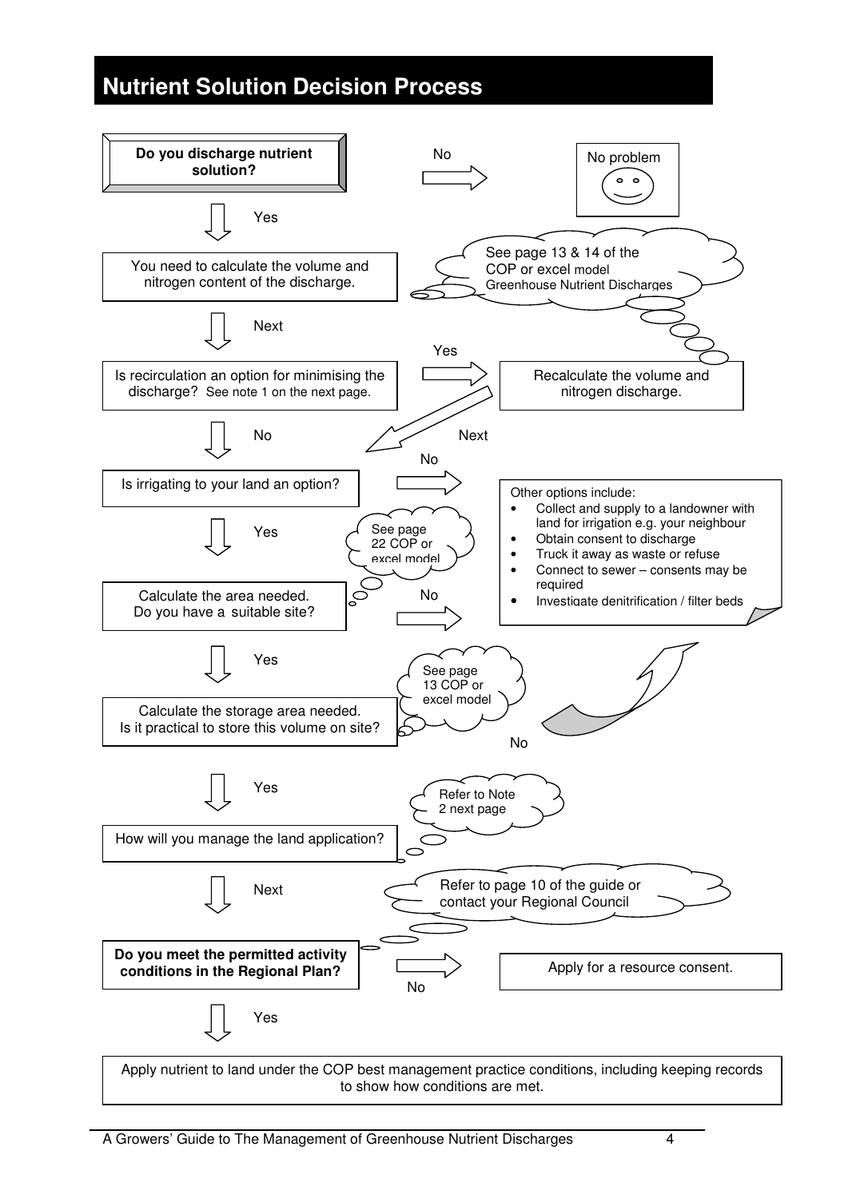# Nutrient Solution Decision Process

**Do you discharge nutrient solution?**

- No → No problem

- Yes ↓

You need to calculate the volume and nitrogen content of the discharge.

> See page 13 & 14 of the COP or excel model Greenhouse Nutrient Discharges

Next ↓

Is recirculation an option for minimising the discharge? See note 1 on the next page.

- Yes → Recalculate the volume and nitrogen discharge. → Next

- No ↓

Is irrigating to your land an option?

- No → Other options include:
  - Collect and supply to a landowner with land for irrigation e.g. your neighbour
  - Obtain consent to discharge
  - Truck it away as waste or refuse
  - Connect to sewer – consents may be required
  - Investigate denitrification / filter beds

- Yes ↓

> See page 22 COP or excel model

Calculate the area needed. Do you have a suitable site?

- No → Other options (see above)

- Yes ↓

Calculate the storage area needed. Is it practical to store this volume on site?

> See page 13 COP or excel model

- No → Other options (see above)

- Yes ↓

How will you manage the land application?

> Refer to Note 2 next page

Next ↓

**Do you meet the permitted activity conditions in the Regional Plan?**

> Refer to page 10 of the guide or contact your Regional Council

- No → Apply for a resource consent.

- Yes ↓

Apply nutrient to land under the COP best management practice conditions, including keeping records to show how conditions are met.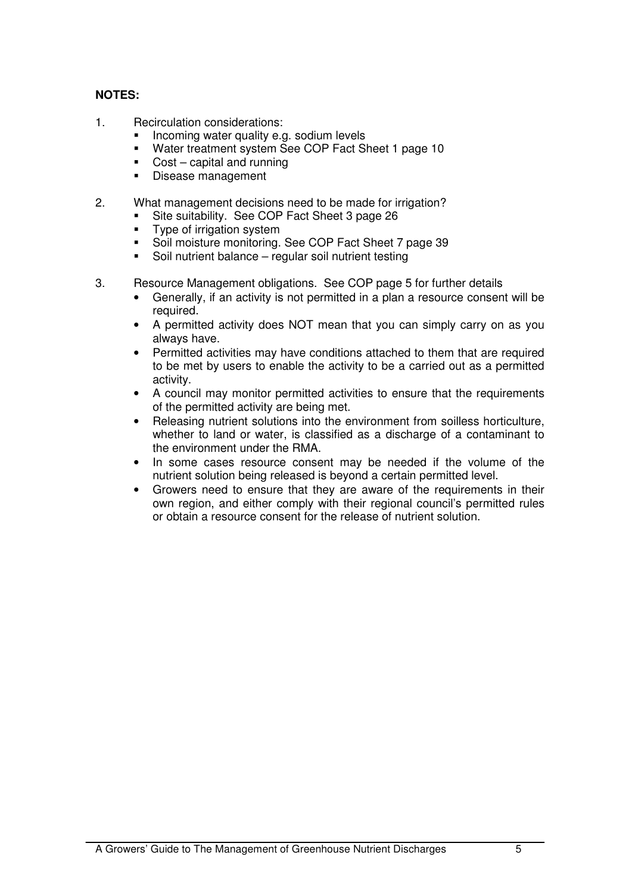**NOTES:**

1. Recirculation considerations:
   - Incoming water quality e.g. sodium levels
   - Water treatment system See COP Fact Sheet 1 page 10
   - Cost – capital and running
   - Disease management

2. What management decisions need to be made for irrigation?
   - Site suitability. See COP Fact Sheet 3 page 26
   - Type of irrigation system
   - Soil moisture monitoring. See COP Fact Sheet 7 page 39
   - Soil nutrient balance – regular soil nutrient testing

3. Resource Management obligations. See COP page 5 for further details
   - Generally, if an activity is not permitted in a plan a resource consent will be required.
   - A permitted activity does NOT mean that you can simply carry on as you always have.
   - Permitted activities may have conditions attached to them that are required to be met by users to enable the activity to be a carried out as a permitted activity.
   - A council may monitor permitted activities to ensure that the requirements of the permitted activity are being met.
   - Releasing nutrient solutions into the environment from soilless horticulture, whether to land or water, is classified as a discharge of a contaminant to the environment under the RMA.
   - In some cases resource consent may be needed if the volume of the nutrient solution being released is beyond a certain permitted level.
   - Growers need to ensure that they are aware of the requirements in their own region, and either comply with their regional council's permitted rules or obtain a resource consent for the release of nutrient solution.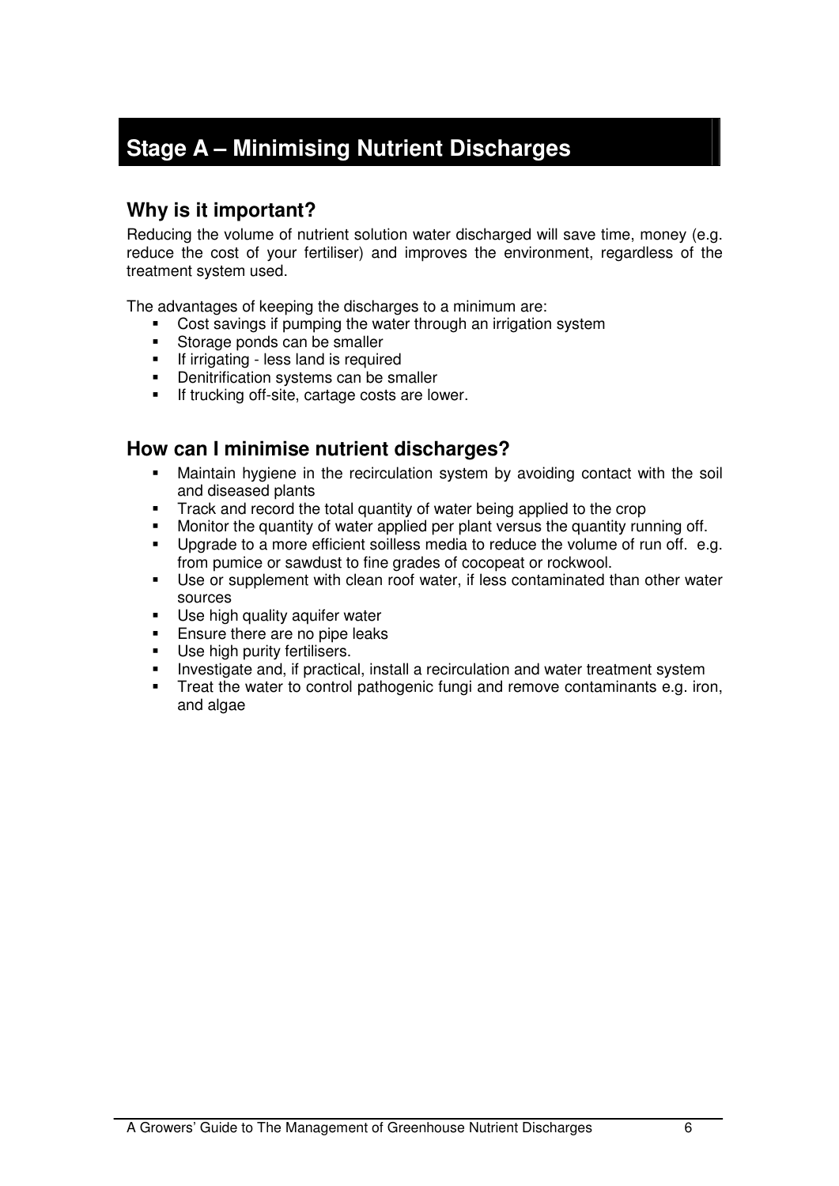# Stage A – Minimising Nutrient Discharges

## Why is it important?

Reducing the volume of nutrient solution water discharged will save time, money (e.g. reduce the cost of your fertiliser) and improves the environment, regardless of the treatment system used.

The advantages of keeping the discharges to a minimum are:

- Cost savings if pumping the water through an irrigation system
- Storage ponds can be smaller
- If irrigating - less land is required
- Denitrification systems can be smaller
- If trucking off-site, cartage costs are lower.

## How can I minimise nutrient discharges?

- Maintain hygiene in the recirculation system by avoiding contact with the soil and diseased plants
- Track and record the total quantity of water being applied to the crop
- Monitor the quantity of water applied per plant versus the quantity running off.
- Upgrade to a more efficient soilless media to reduce the volume of run off. e.g. from pumice or sawdust to fine grades of cocopeat or rockwool.
- Use or supplement with clean roof water, if less contaminated than other water sources
- Use high quality aquifer water
- Ensure there are no pipe leaks
- Use high purity fertilisers.
- Investigate and, if practical, install a recirculation and water treatment system
- Treat the water to control pathogenic fungi and remove contaminants e.g. iron, and algae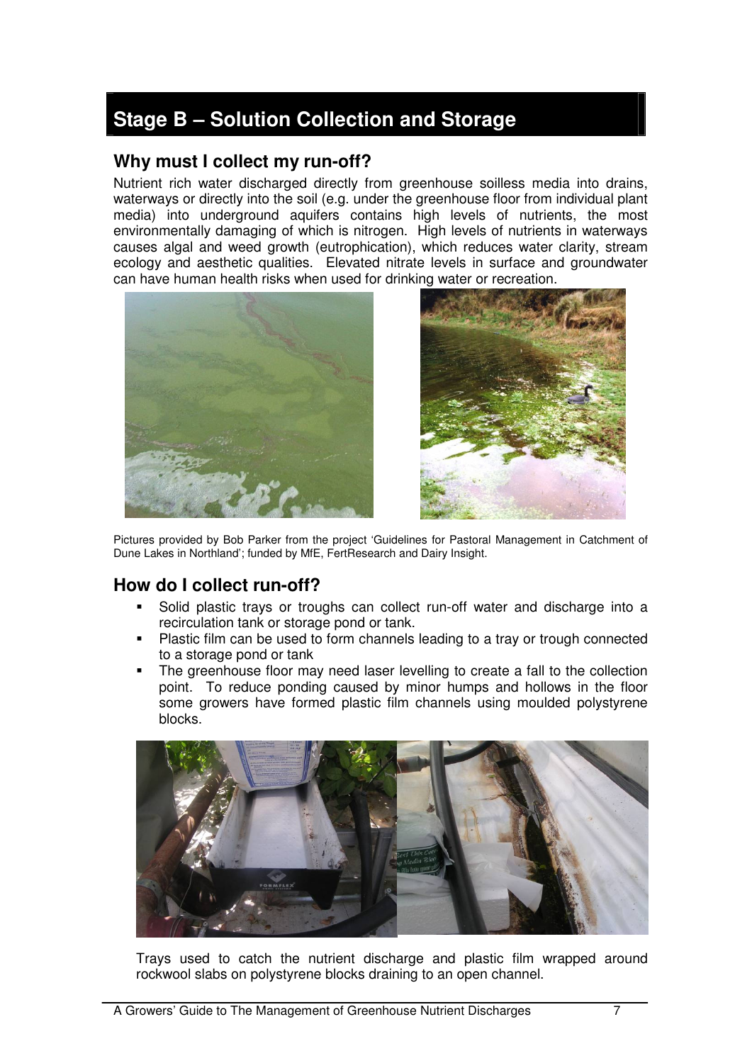# Stage B – Solution Collection and Storage

## Why must I collect my run-off?

Nutrient rich water discharged directly from greenhouse soilless media into drains, waterways or directly into the soil (e.g. under the greenhouse floor from individual plant media) into underground aquifers contains high levels of nutrients, the most environmentally damaging of which is nitrogen. High levels of nutrients in waterways causes algal and weed growth (eutrophication), which reduces water clarity, stream ecology and aesthetic qualities. Elevated nitrate levels in surface and groundwater can have human health risks when used for drinking water or recreation.

Pictures provided by Bob Parker from the project 'Guidelines for Pastoral Management in Catchment of Dune Lakes in Northland'; funded by MfE, FertResearch and Dairy Insight.

## How do I collect run-off?

- Solid plastic trays or troughs can collect run-off water and discharge into a recirculation tank or storage pond or tank.
- Plastic film can be used to form channels leading to a tray or trough connected to a storage pond or tank
- The greenhouse floor may need laser levelling to create a fall to the collection point. To reduce ponding caused by minor humps and hollows in the floor some growers have formed plastic film channels using moulded polystyrene blocks.

Trays used to catch the nutrient discharge and plastic film wrapped around rockwool slabs on polystyrene blocks draining to an open channel.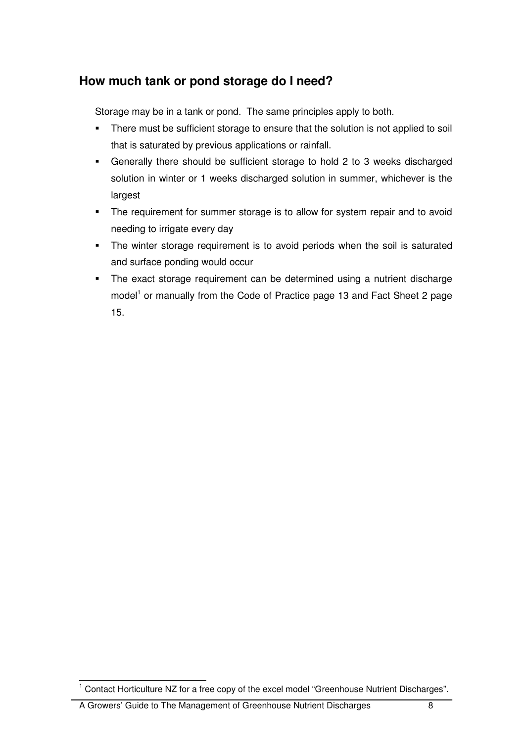## How much tank or pond storage do I need?

Storage may be in a tank or pond. The same principles apply to both.

- There must be sufficient storage to ensure that the solution is not applied to soil that is saturated by previous applications or rainfall.
- Generally there should be sufficient storage to hold 2 to 3 weeks discharged solution in winter or 1 weeks discharged solution in summer, whichever is the largest
- The requirement for summer storage is to allow for system repair and to avoid needing to irrigate every day
- The winter storage requirement is to avoid periods when the soil is saturated and surface ponding would occur
- The exact storage requirement can be determined using a nutrient discharge model[1] or manually from the Code of Practice page 13 and Fact Sheet 2 page 15.

[1] Contact Horticulture NZ for a free copy of the excel model "Greenhouse Nutrient Discharges".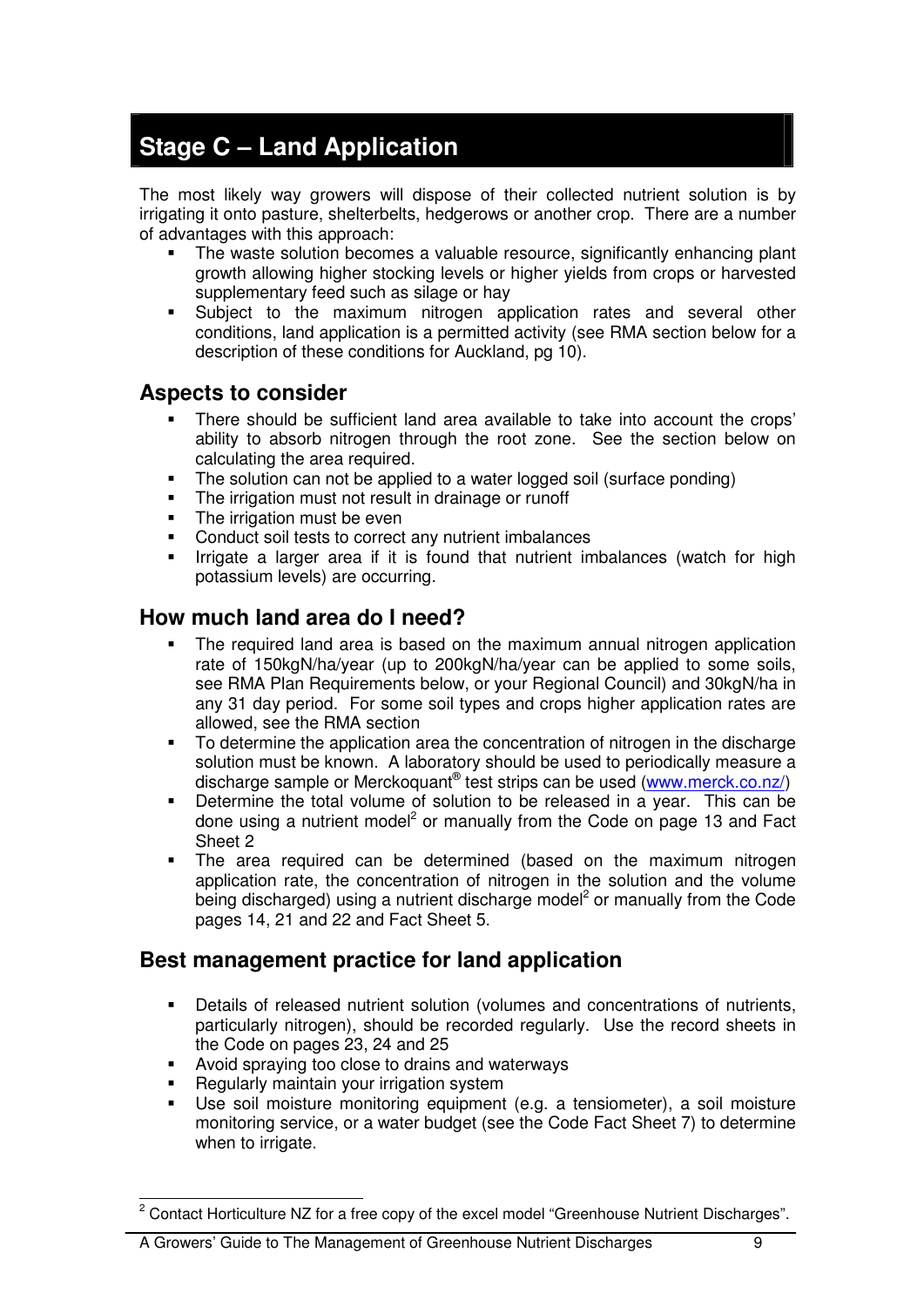# Stage C – Land Application

The most likely way growers will dispose of their collected nutrient solution is by irrigating it onto pasture, shelterbelts, hedgerows or another crop. There are a number of advantages with this approach:

- The waste solution becomes a valuable resource, significantly enhancing plant growth allowing higher stocking levels or higher yields from crops or harvested supplementary feed such as silage or hay
- Subject to the maximum nitrogen application rates and several other conditions, land application is a permitted activity (see RMA section below for a description of these conditions for Auckland, pg 10).

## Aspects to consider

- There should be sufficient land area available to take into account the crops' ability to absorb nitrogen through the root zone. See the section below on calculating the area required.
- The solution can not be applied to a water logged soil (surface ponding)
- The irrigation must not result in drainage or runoff
- The irrigation must be even
- Conduct soil tests to correct any nutrient imbalances
- Irrigate a larger area if it is found that nutrient imbalances (watch for high potassium levels) are occurring.

## How much land area do I need?

- The required land area is based on the maximum annual nitrogen application rate of 150kgN/ha/year (up to 200kgN/ha/year can be applied to some soils, see RMA Plan Requirements below, or your Regional Council) and 30kgN/ha in any 31 day period. For some soil types and crops higher application rates are allowed, see the RMA section
- To determine the application area the concentration of nitrogen in the discharge solution must be known. A laboratory should be used to periodically measure a discharge sample or Merckoquant® test strips can be used (www.merck.co.nz/)
- Determine the total volume of solution to be released in a year. This can be done using a nutrient model[2] or manually from the Code on page 13 and Fact Sheet 2
- The area required can be determined (based on the maximum nitrogen application rate, the concentration of nitrogen in the solution and the volume being discharged) using a nutrient discharge model[2] or manually from the Code pages 14, 21 and 22 and Fact Sheet 5.

## Best management practice for land application

- Details of released nutrient solution (volumes and concentrations of nutrients, particularly nitrogen), should be recorded regularly. Use the record sheets in the Code on pages 23, 24 and 25
- Avoid spraying too close to drains and waterways
- Regularly maintain your irrigation system
- Use soil moisture monitoring equipment (e.g. a tensiometer), a soil moisture monitoring service, or a water budget (see the Code Fact Sheet 7) to determine when to irrigate.

[2] Contact Horticulture NZ for a free copy of the excel model "Greenhouse Nutrient Discharges".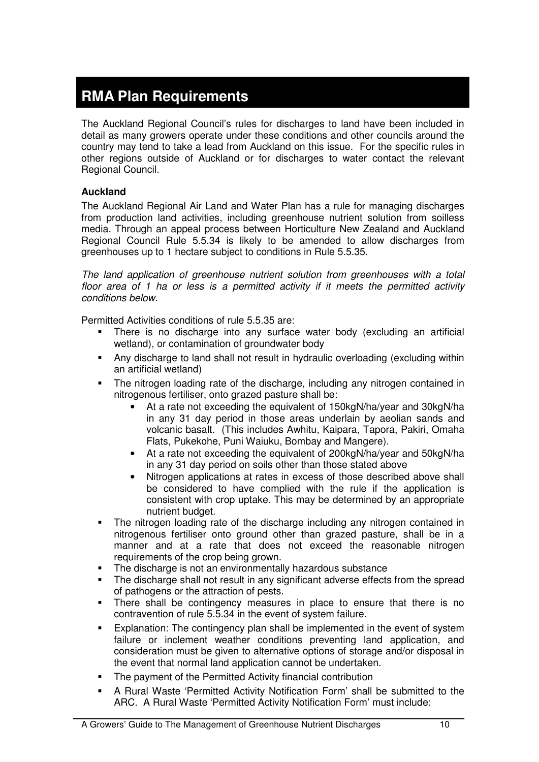# RMA Plan Requirements

The Auckland Regional Council's rules for discharges to land have been included in detail as many growers operate under these conditions and other councils around the country may tend to take a lead from Auckland on this issue. For the specific rules in other regions outside of Auckland or for discharges to water contact the relevant Regional Council.

**Auckland**

The Auckland Regional Air Land and Water Plan has a rule for managing discharges from production land activities, including greenhouse nutrient solution from soilless media. Through an appeal process between Horticulture New Zealand and Auckland Regional Council Rule 5.5.34 is likely to be amended to allow discharges from greenhouses up to 1 hectare subject to conditions in Rule 5.5.35.

*The land application of greenhouse nutrient solution from greenhouses with a total floor area of 1 ha or less is a permitted activity if it meets the permitted activity conditions below.*

Permitted Activities conditions of rule 5.5.35 are:

- There is no discharge into any surface water body (excluding an artificial wetland), or contamination of groundwater body
- Any discharge to land shall not result in hydraulic overloading (excluding within an artificial wetland)
- The nitrogen loading rate of the discharge, including any nitrogen contained in nitrogenous fertiliser, onto grazed pasture shall be:
    - At a rate not exceeding the equivalent of 150kgN/ha/year and 30kgN/ha in any 31 day period in those areas underlain by aeolian sands and volcanic basalt. (This includes Awhitu, Kaipara, Tapora, Pakiri, Omaha Flats, Pukekohe, Puni Waiuku, Bombay and Mangere).
    - At a rate not exceeding the equivalent of 200kgN/ha/year and 50kgN/ha in any 31 day period on soils other than those stated above
    - Nitrogen applications at rates in excess of those described above shall be considered to have complied with the rule if the application is consistent with crop uptake. This may be determined by an appropriate nutrient budget.
- The nitrogen loading rate of the discharge including any nitrogen contained in nitrogenous fertiliser onto ground other than grazed pasture, shall be in a manner and at a rate that does not exceed the reasonable nitrogen requirements of the crop being grown.
- The discharge is not an environmentally hazardous substance
- The discharge shall not result in any significant adverse effects from the spread of pathogens or the attraction of pests.
- There shall be contingency measures in place to ensure that there is no contravention of rule 5.5.34 in the event of system failure.
- Explanation: The contingency plan shall be implemented in the event of system failure or inclement weather conditions preventing land application, and consideration must be given to alternative options of storage and/or disposal in the event that normal land application cannot be undertaken.
- The payment of the Permitted Activity financial contribution
- A Rural Waste 'Permitted Activity Notification Form' shall be submitted to the ARC. A Rural Waste 'Permitted Activity Notification Form' must include: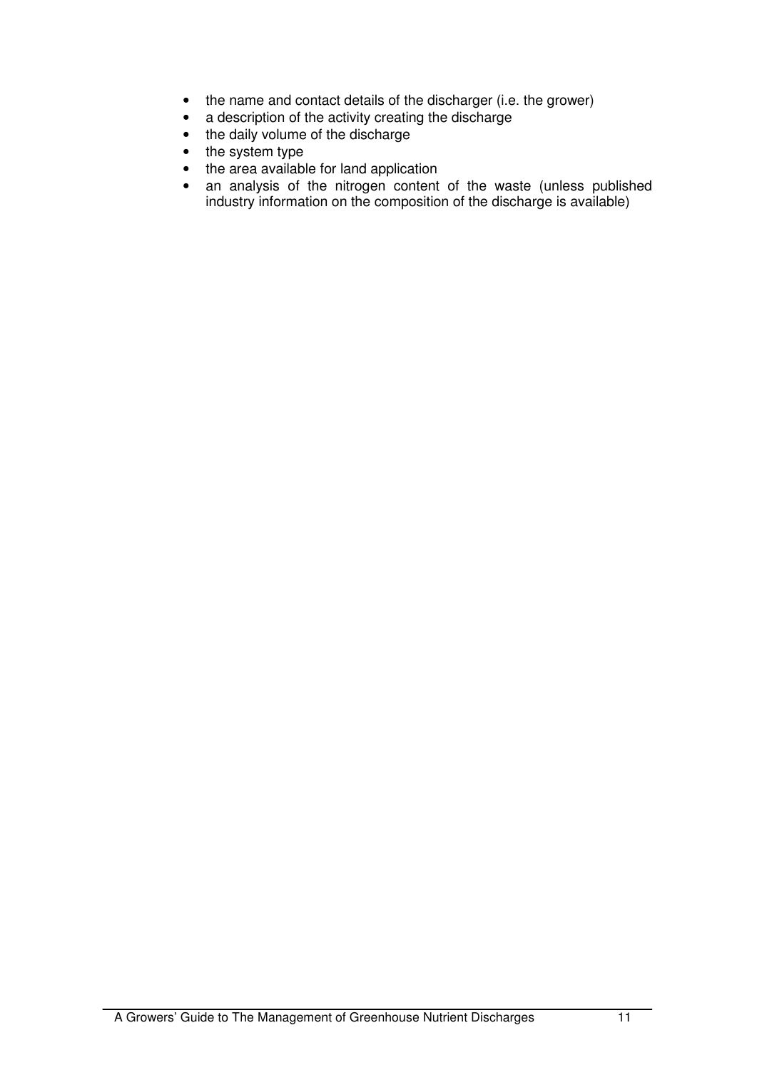- the name and contact details of the discharger (i.e. the grower)
- a description of the activity creating the discharge
- the daily volume of the discharge
- the system type
- the area available for land application
- an analysis of the nitrogen content of the waste (unless published industry information on the composition of the discharge is available)